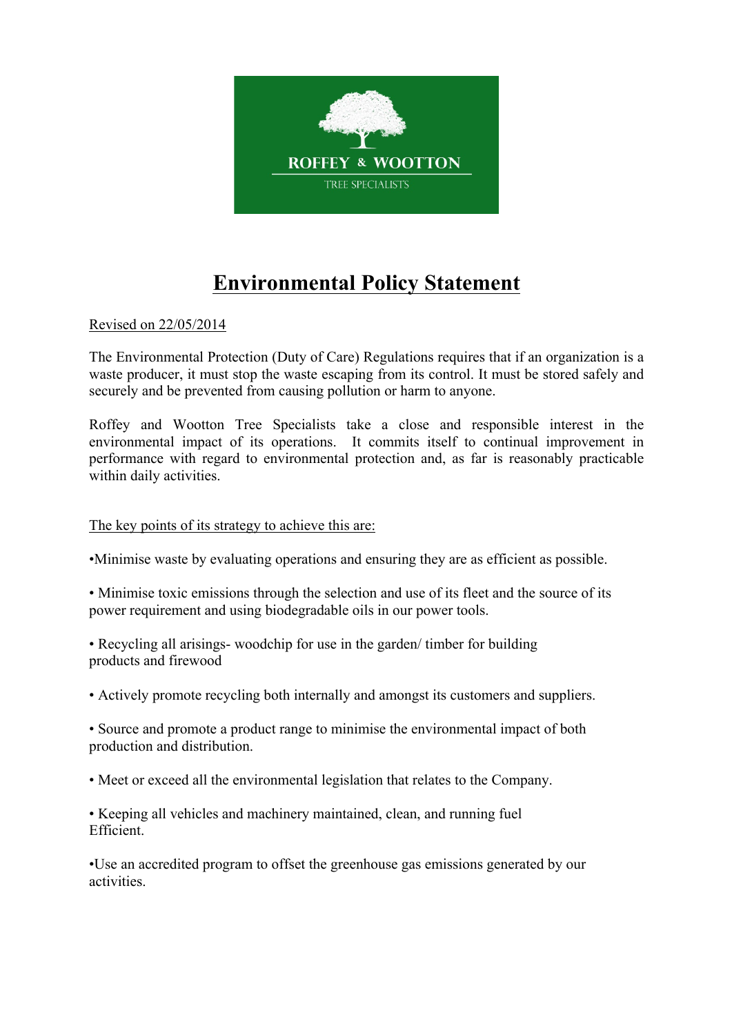ROFFEY & WOOTTON

TREE SPECIALISTS

# Environmental Policy Statement

Revised on 22/05/2014

The Environmental Protection (Duty of Care) Regulations requires that if an organization is a waste producer, it must stop the waste escaping from its control. It must be stored safely and securely and be prevented from causing pollution or harm to anyone.

Roffey and Wootton Tree Specialists take a close and responsible interest in the environmental impact of its operations. It commits itself to continual improvement in performance with regard to environmental protection and, as far is reasonably practicable within daily activities.

The key points of its strategy to achieve this are:

- Minimise waste by evaluating operations and ensuring they are as efficient as possible.
- Minimise toxic emissions through the selection and use of its fleet and the source of its power requirement and using biodegradable oils in our power tools.
- Recycling all arisings- woodchip for use in the garden/ timber for building products and firewood
- Actively promote recycling both internally and amongst its customers and suppliers.
- Source and promote a product range to minimise the environmental impact of both production and distribution.
- Meet or exceed all the environmental legislation that relates to the Company.
- Keeping all vehicles and machinery maintained, clean, and running fuel Efficient.
- Use an accredited program to offset the greenhouse gas emissions generated by our activities.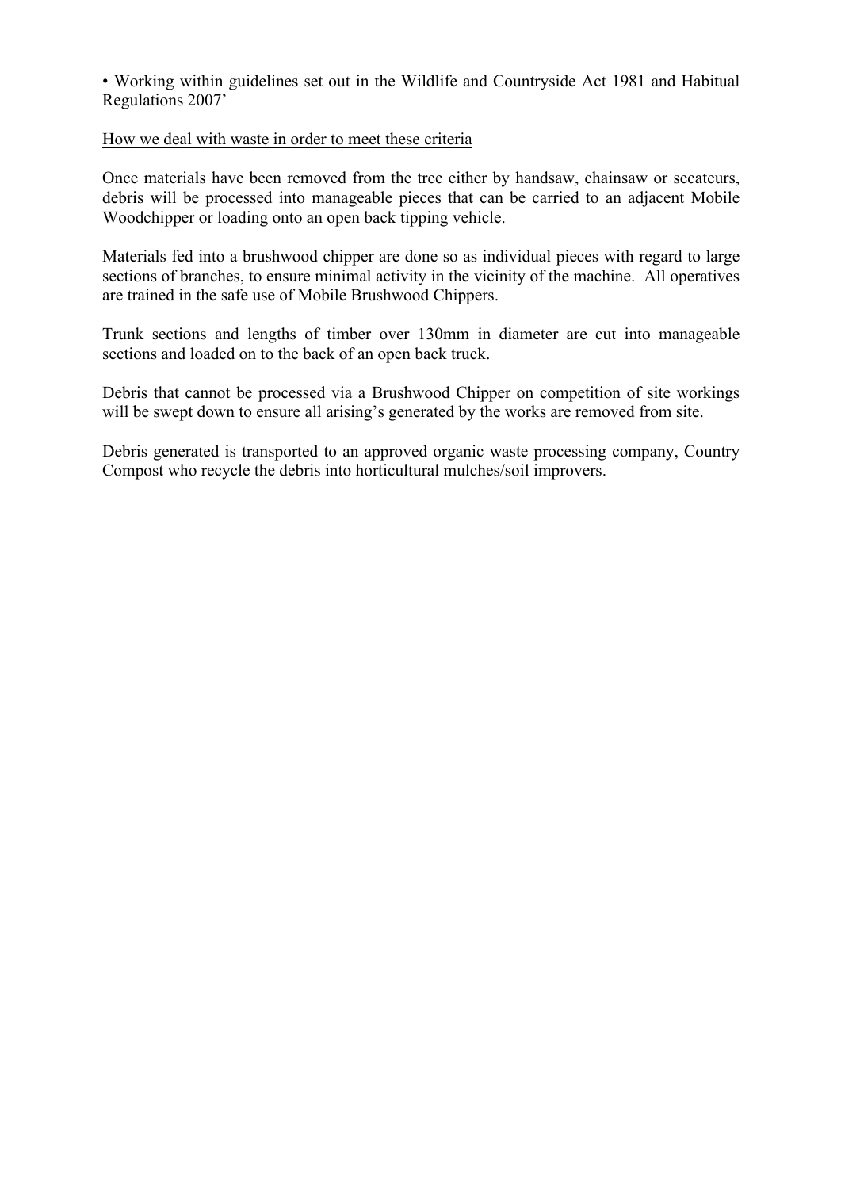• Working within guidelines set out in the Wildlife and Countryside Act 1981 and Habitual Regulations 2007'

How we deal with waste in order to meet these criteria

Once materials have been removed from the tree either by handsaw, chainsaw or secateurs, debris will be processed into manageable pieces that can be carried to an adjacent Mobile Woodchipper or loading onto an open back tipping vehicle.

Materials fed into a brushwood chipper are done so as individual pieces with regard to large sections of branches, to ensure minimal activity in the vicinity of the machine. All operatives are trained in the safe use of Mobile Brushwood Chippers.

Trunk sections and lengths of timber over 130mm in diameter are cut into manageable sections and loaded on to the back of an open back truck.

Debris that cannot be processed via a Brushwood Chipper on competition of site workings will be swept down to ensure all arising's generated by the works are removed from site.

Debris generated is transported to an approved organic waste processing company, Country Compost who recycle the debris into horticultural mulches/soil improvers.